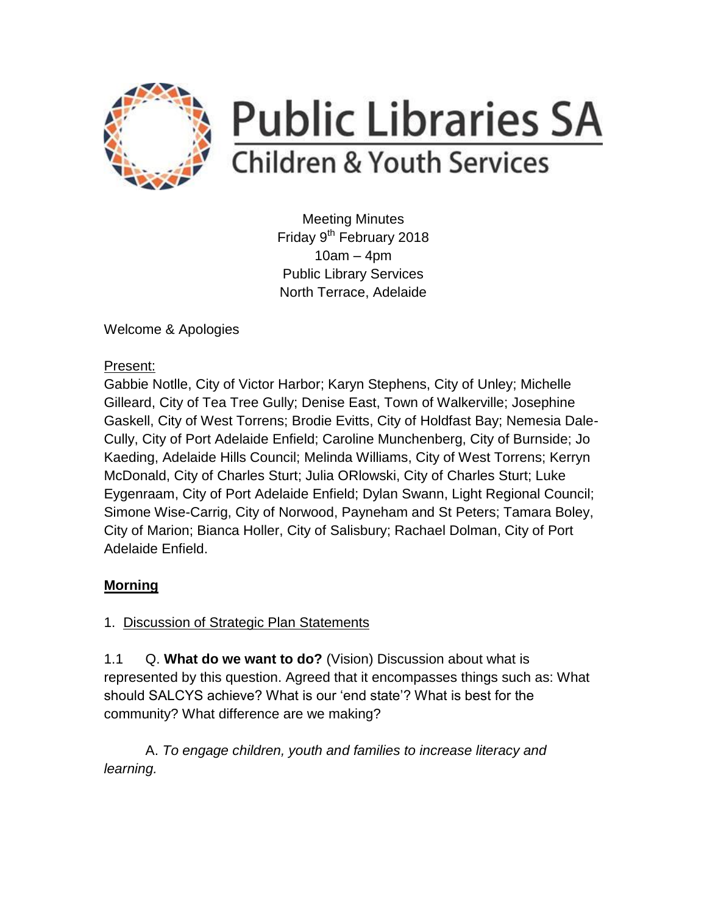# Public Libraries SA

## Children & Youth Services

Meeting Minutes
Friday 9th February 2018
10am – 4pm
Public Library Services
North Terrace, Adelaide

Welcome & Apologies

Present:

Gabbie Notlle, City of Victor Harbor; Karyn Stephens, City of Unley; Michelle Gilleard, City of Tea Tree Gully; Denise East, Town of Walkerville; Josephine Gaskell, City of West Torrens; Brodie Evitts, City of Holdfast Bay; Nemesia Dale-Cully, City of Port Adelaide Enfield; Caroline Munchenberg, City of Burnside; Jo Kaeding, Adelaide Hills Council; Melinda Williams, City of West Torrens; Kerryn McDonald, City of Charles Sturt; Julia ORlowski, City of Charles Sturt; Luke Eygenraam, City of Port Adelaide Enfield; Dylan Swann, Light Regional Council; Simone Wise-Carrig, City of Norwood, Payneham and St Peters; Tamara Boley, City of Marion; Bianca Holler, City of Salisbury; Rachael Dolman, City of Port Adelaide Enfield.

**Morning**

1. Discussion of Strategic Plan Statements

1.1 Q. **What do we want to do?** (Vision) Discussion about what is represented by this question. Agreed that it encompasses things such as: What should SALCYS achieve? What is our 'end state'? What is best for the community? What difference are we making?

A. *To engage children, youth and families to increase literacy and learning.*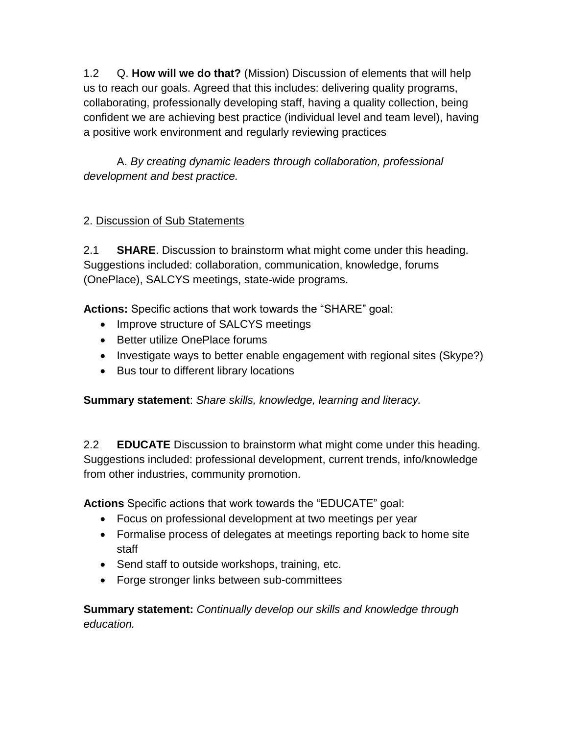1.2 Q. **How will we do that?** (Mission) Discussion of elements that will help us to reach our goals. Agreed that this includes: delivering quality programs, collaborating, professionally developing staff, having a quality collection, being confident we are achieving best practice (individual level and team level), having a positive work environment and regularly reviewing practices

A. *By creating dynamic leaders through collaboration, professional development and best practice.*

2. <u>Discussion of Sub Statements</u>

2.1 **SHARE**. Discussion to brainstorm what might come under this heading. Suggestions included: collaboration, communication, knowledge, forums (OnePlace), SALCYS meetings, state-wide programs.

**Actions:** Specific actions that work towards the "SHARE" goal:

- Improve structure of SALCYS meetings
- Better utilize OnePlace forums
- Investigate ways to better enable engagement with regional sites (Skype?)
- Bus tour to different library locations

**Summary statement**: *Share skills, knowledge, learning and literacy.*

2.2 **EDUCATE** Discussion to brainstorm what might come under this heading. Suggestions included: professional development, current trends, info/knowledge from other industries, community promotion.

**Actions** Specific actions that work towards the "EDUCATE" goal:

- Focus on professional development at two meetings per year
- Formalise process of delegates at meetings reporting back to home site staff
- Send staff to outside workshops, training, etc.
- Forge stronger links between sub-committees

**Summary statement:** *Continually develop our skills and knowledge through education.*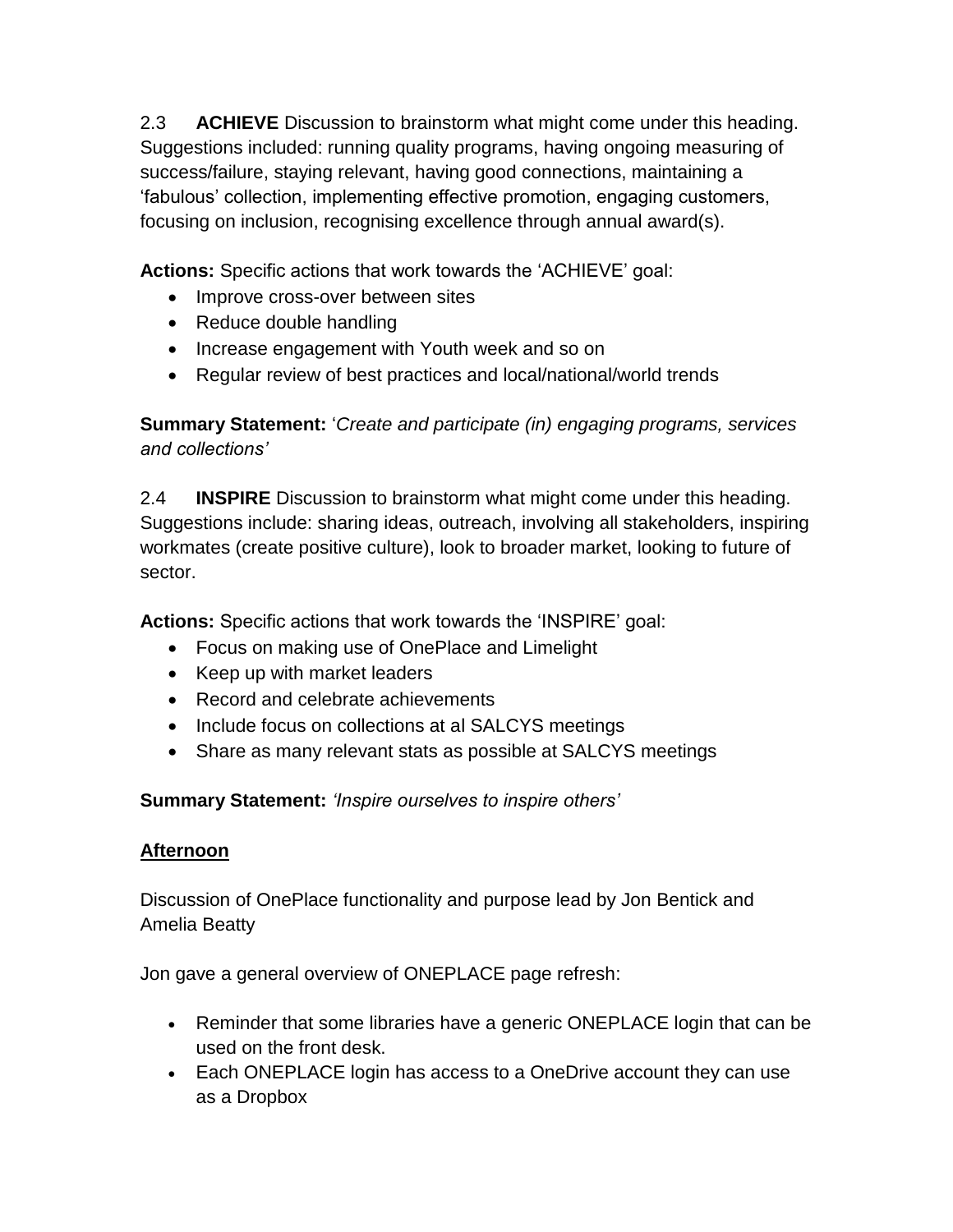2.3 **ACHIEVE** Discussion to brainstorm what might come under this heading. Suggestions included: running quality programs, having ongoing measuring of success/failure, staying relevant, having good connections, maintaining a 'fabulous' collection, implementing effective promotion, engaging customers, focusing on inclusion, recognising excellence through annual award(s).

**Actions:** Specific actions that work towards the 'ACHIEVE' goal:

- Improve cross-over between sites
- Reduce double handling
- Increase engagement with Youth week and so on
- Regular review of best practices and local/national/world trends

**Summary Statement:** '*Create and participate (in) engaging programs, services and collections'*

2.4 **INSPIRE** Discussion to brainstorm what might come under this heading. Suggestions include: sharing ideas, outreach, involving all stakeholders, inspiring workmates (create positive culture), look to broader market, looking to future of sector.

**Actions:** Specific actions that work towards the 'INSPIRE' goal:

- Focus on making use of OnePlace and Limelight
- Keep up with market leaders
- Record and celebrate achievements
- Include focus on collections at al SALCYS meetings
- Share as many relevant stats as possible at SALCYS meetings

**Summary Statement:** *'Inspire ourselves to inspire others'*

**Afternoon**

Discussion of OnePlace functionality and purpose lead by Jon Bentick and Amelia Beatty

Jon gave a general overview of ONEPLACE page refresh:

- Reminder that some libraries have a generic ONEPLACE login that can be used on the front desk.
- Each ONEPLACE login has access to a OneDrive account they can use as a Dropbox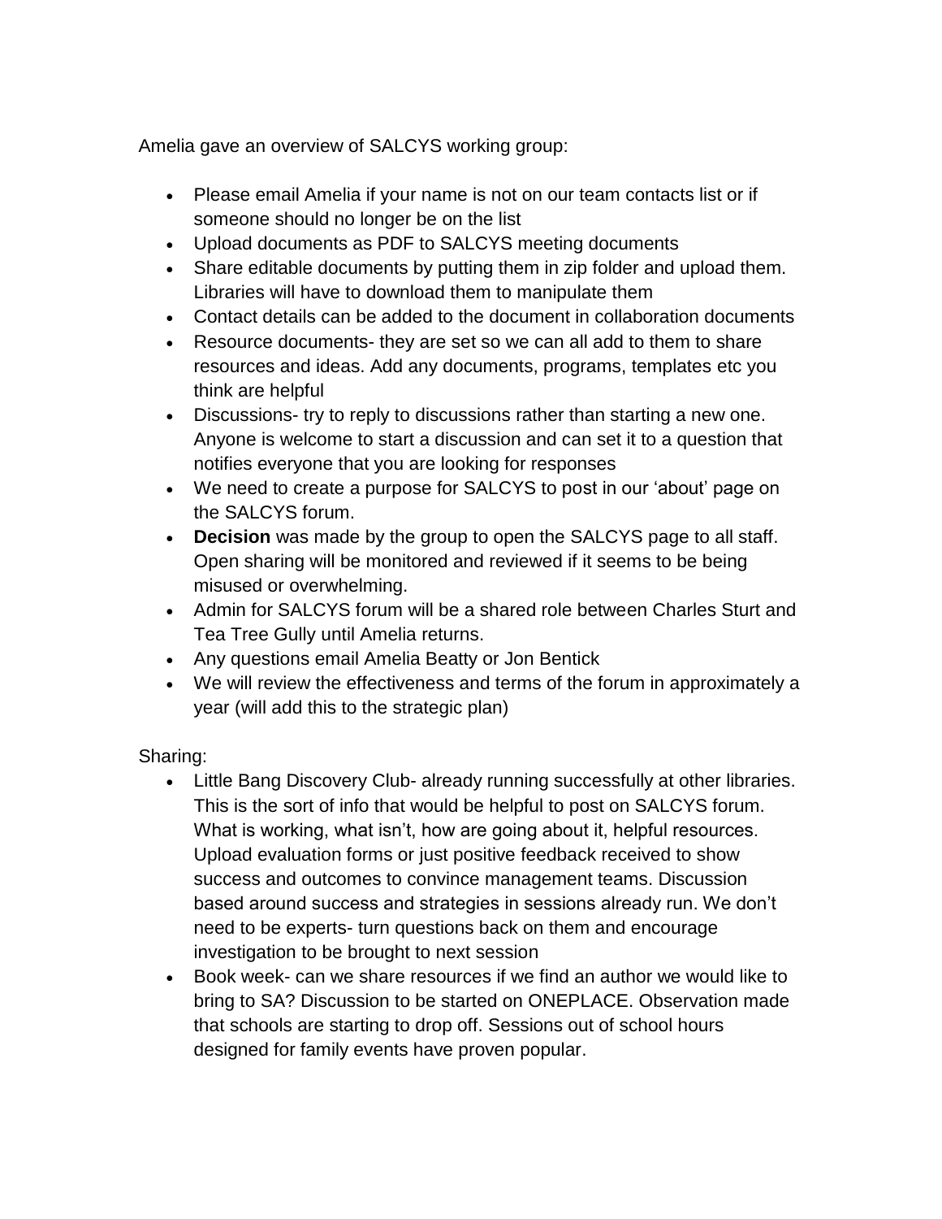Amelia gave an overview of SALCYS working group:

- Please email Amelia if your name is not on our team contacts list or if someone should no longer be on the list
- Upload documents as PDF to SALCYS meeting documents
- Share editable documents by putting them in zip folder and upload them. Libraries will have to download them to manipulate them
- Contact details can be added to the document in collaboration documents
- Resource documents- they are set so we can all add to them to share resources and ideas. Add any documents, programs, templates etc you think are helpful
- Discussions- try to reply to discussions rather than starting a new one. Anyone is welcome to start a discussion and can set it to a question that notifies everyone that you are looking for responses
- We need to create a purpose for SALCYS to post in our 'about' page on the SALCYS forum.
- **Decision** was made by the group to open the SALCYS page to all staff. Open sharing will be monitored and reviewed if it seems to be being misused or overwhelming.
- Admin for SALCYS forum will be a shared role between Charles Sturt and Tea Tree Gully until Amelia returns.
- Any questions email Amelia Beatty or Jon Bentick
- We will review the effectiveness and terms of the forum in approximately a year (will add this to the strategic plan)

Sharing:

- Little Bang Discovery Club- already running successfully at other libraries. This is the sort of info that would be helpful to post on SALCYS forum. What is working, what isn't, how are going about it, helpful resources. Upload evaluation forms or just positive feedback received to show success and outcomes to convince management teams. Discussion based around success and strategies in sessions already run. We don't need to be experts- turn questions back on them and encourage investigation to be brought to next session
- Book week- can we share resources if we find an author we would like to bring to SA? Discussion to be started on ONEPLACE. Observation made that schools are starting to drop off. Sessions out of school hours designed for family events have proven popular.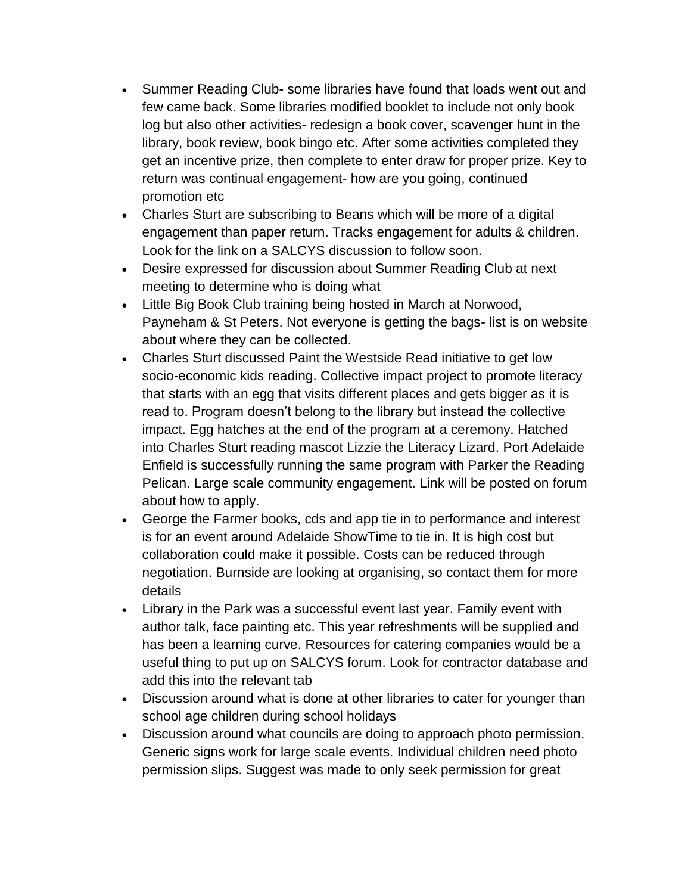- Summer Reading Club- some libraries have found that loads went out and few came back. Some libraries modified booklet to include not only book log but also other activities- redesign a book cover, scavenger hunt in the library, book review, book bingo etc. After some activities completed they get an incentive prize, then complete to enter draw for proper prize. Key to return was continual engagement- how are you going, continued promotion etc
- Charles Sturt are subscribing to Beans which will be more of a digital engagement than paper return. Tracks engagement for adults & children. Look for the link on a SALCYS discussion to follow soon.
- Desire expressed for discussion about Summer Reading Club at next meeting to determine who is doing what
- Little Big Book Club training being hosted in March at Norwood, Payneham & St Peters. Not everyone is getting the bags- list is on website about where they can be collected.
- Charles Sturt discussed Paint the Westside Read initiative to get low socio-economic kids reading. Collective impact project to promote literacy that starts with an egg that visits different places and gets bigger as it is read to. Program doesn't belong to the library but instead the collective impact. Egg hatches at the end of the program at a ceremony. Hatched into Charles Sturt reading mascot Lizzie the Literacy Lizard. Port Adelaide Enfield is successfully running the same program with Parker the Reading Pelican. Large scale community engagement. Link will be posted on forum about how to apply.
- George the Farmer books, cds and app tie in to performance and interest is for an event around Adelaide ShowTime to tie in. It is high cost but collaboration could make it possible. Costs can be reduced through negotiation. Burnside are looking at organising, so contact them for more details
- Library in the Park was a successful event last year. Family event with author talk, face painting etc. This year refreshments will be supplied and has been a learning curve. Resources for catering companies would be a useful thing to put up on SALCYS forum. Look for contractor database and add this into the relevant tab
- Discussion around what is done at other libraries to cater for younger than school age children during school holidays
- Discussion around what councils are doing to approach photo permission. Generic signs work for large scale events. Individual children need photo permission slips. Suggest was made to only seek permission for great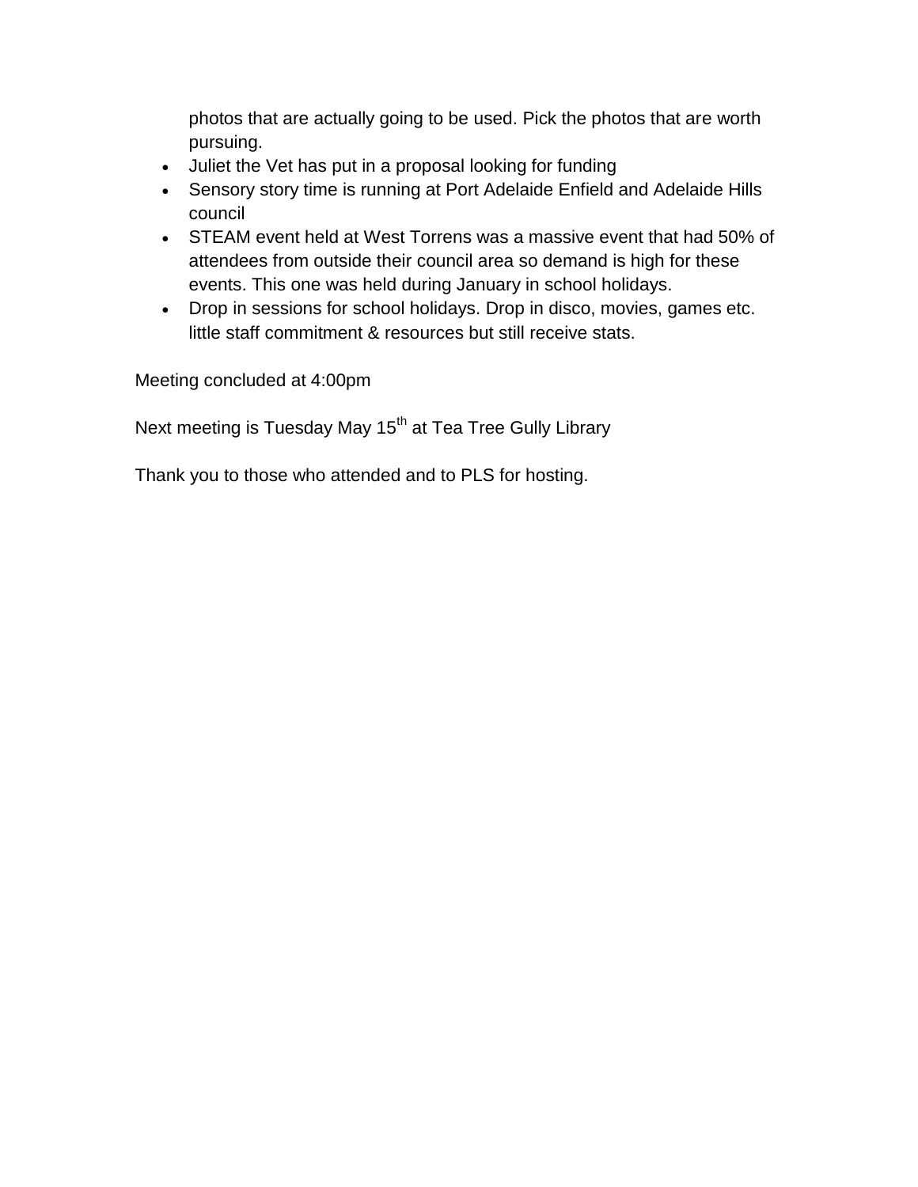photos that are actually going to be used. Pick the photos that are worth pursuing.

- Juliet the Vet has put in a proposal looking for funding
- Sensory story time is running at Port Adelaide Enfield and Adelaide Hills council
- STEAM event held at West Torrens was a massive event that had 50% of attendees from outside their council area so demand is high for these events. This one was held during January in school holidays.
- Drop in sessions for school holidays. Drop in disco, movies, games etc. little staff commitment & resources but still receive stats.

Meeting concluded at 4:00pm

Next meeting is Tuesday May 15th at Tea Tree Gully Library

Thank you to those who attended and to PLS for hosting.